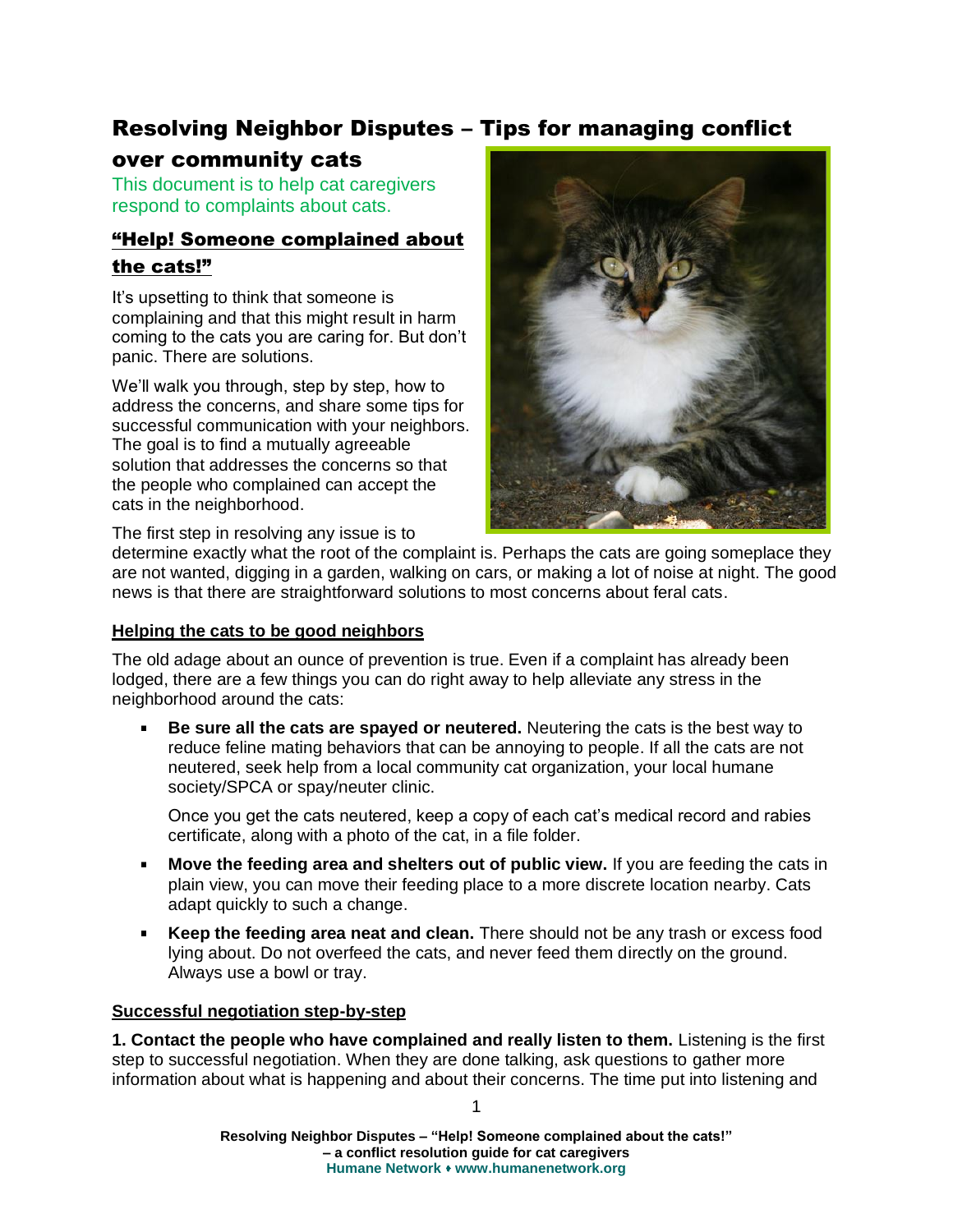# Resolving Neighbor Disputes – Tips for managing conflict over community cats

This document is to help cat caregivers respond to complaints about cats.

## "Help! Someone complained about the cats!"

It's upsetting to think that someone is complaining and that this might result in harm coming to the cats you are caring for. But don't panic. There are solutions.

We'll walk you through, step by step, how to address the concerns, and share some tips for successful communication with your neighbors. The goal is to find a mutually agreeable solution that addresses the concerns so that the people who complained can accept the cats in the neighborhood.

The first step in resolving any issue is to determine exactly what the root of the complaint is. Perhaps the cats are going someplace they are not wanted, digging in a garden, walking on cars, or making a lot of noise at night. The good news is that there are straightforward solutions to most concerns about feral cats.

### Helping the cats to be good neighbors

The old adage about an ounce of prevention is true. Even if a complaint has already been lodged, there are a few things you can do right away to help alleviate any stress in the neighborhood around the cats:

- **Be sure all the cats are spayed or neutered.** Neutering the cats is the best way to reduce feline mating behaviors that can be annoying to people. If all the cats are not neutered, seek help from a local community cat organization, your local humane society/SPCA or spay/neuter clinic.

  Once you get the cats neutered, keep a copy of each cat's medical record and rabies certificate, along with a photo of the cat, in a file folder.

- **Move the feeding area and shelters out of public view.** If you are feeding the cats in plain view, you can move their feeding place to a more discrete location nearby. Cats adapt quickly to such a change.

- **Keep the feeding area neat and clean.** There should not be any trash or excess food lying about. Do not overfeed the cats, and never feed them directly on the ground. Always use a bowl or tray.

### Successful negotiation step-by-step

**1. Contact the people who have complained and really listen to them.** Listening is the first step to successful negotiation. When they are done talking, ask questions to gather more information about what is happening and about their concerns. The time put into listening and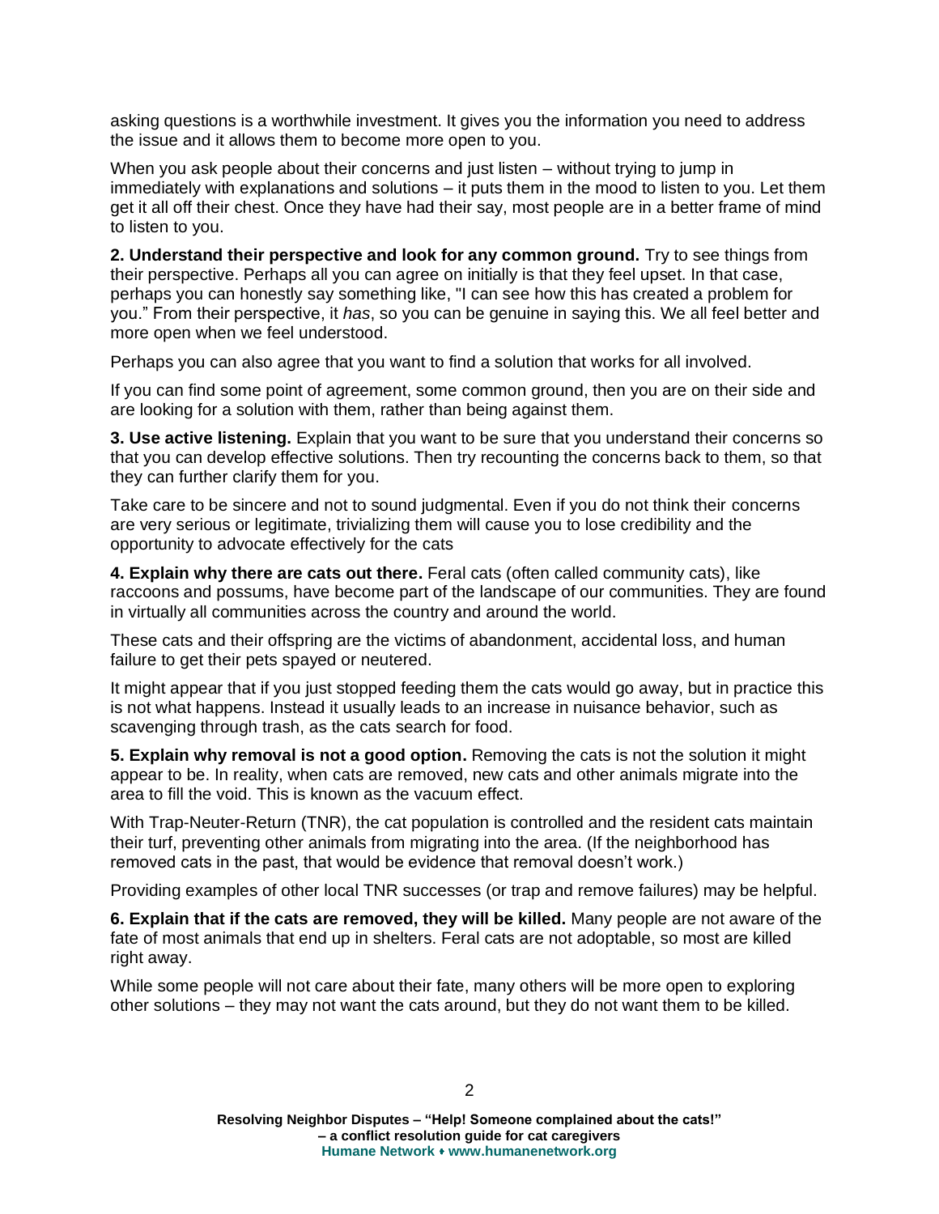asking questions is a worthwhile investment. It gives you the information you need to address the issue and it allows them to become more open to you.

When you ask people about their concerns and just listen – without trying to jump in immediately with explanations and solutions – it puts them in the mood to listen to you. Let them get it all off their chest. Once they have had their say, most people are in a better frame of mind to listen to you.

**2. Understand their perspective and look for any common ground.** Try to see things from their perspective. Perhaps all you can agree on initially is that they feel upset. In that case, perhaps you can honestly say something like, "I can see how this has created a problem for you." From their perspective, it *has*, so you can be genuine in saying this. We all feel better and more open when we feel understood.

Perhaps you can also agree that you want to find a solution that works for all involved.

If you can find some point of agreement, some common ground, then you are on their side and are looking for a solution with them, rather than being against them.

**3. Use active listening.** Explain that you want to be sure that you understand their concerns so that you can develop effective solutions. Then try recounting the concerns back to them, so that they can further clarify them for you.

Take care to be sincere and not to sound judgmental. Even if you do not think their concerns are very serious or legitimate, trivializing them will cause you to lose credibility and the opportunity to advocate effectively for the cats

**4. Explain why there are cats out there.** Feral cats (often called community cats), like raccoons and possums, have become part of the landscape of our communities. They are found in virtually all communities across the country and around the world.

These cats and their offspring are the victims of abandonment, accidental loss, and human failure to get their pets spayed or neutered.

It might appear that if you just stopped feeding them the cats would go away, but in practice this is not what happens. Instead it usually leads to an increase in nuisance behavior, such as scavenging through trash, as the cats search for food.

**5. Explain why removal is not a good option.** Removing the cats is not the solution it might appear to be. In reality, when cats are removed, new cats and other animals migrate into the area to fill the void. This is known as the vacuum effect.

With Trap-Neuter-Return (TNR), the cat population is controlled and the resident cats maintain their turf, preventing other animals from migrating into the area. (If the neighborhood has removed cats in the past, that would be evidence that removal doesn't work.)

Providing examples of other local TNR successes (or trap and remove failures) may be helpful.

**6. Explain that if the cats are removed, they will be killed.** Many people are not aware of the fate of most animals that end up in shelters. Feral cats are not adoptable, so most are killed right away.

While some people will not care about their fate, many others will be more open to exploring other solutions – they may not want the cats around, but they do not want them to be killed.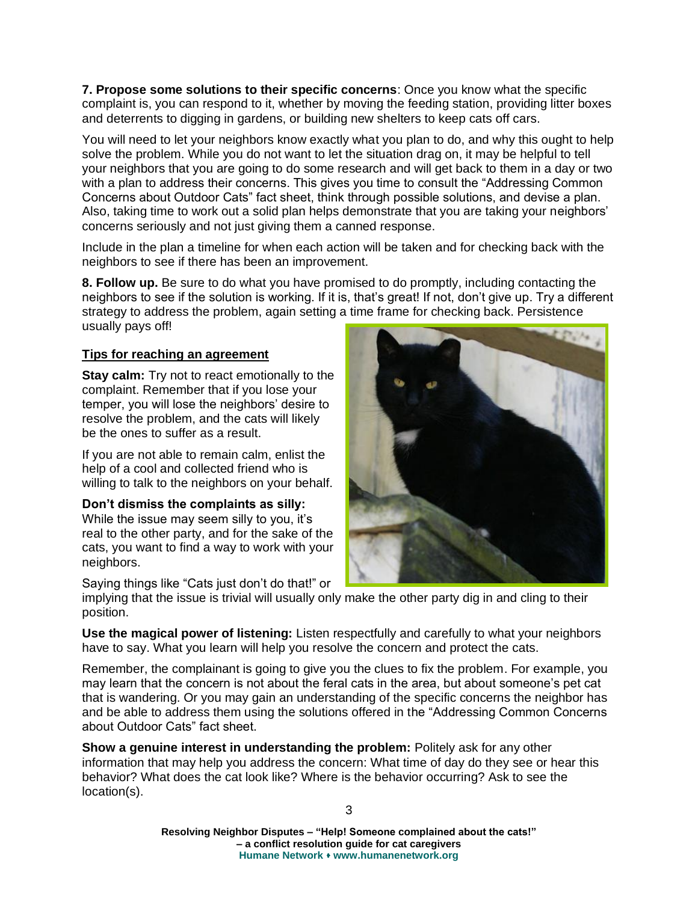**7. Propose some solutions to their specific concerns**: Once you know what the specific complaint is, you can respond to it, whether by moving the feeding station, providing litter boxes and deterrents to digging in gardens, or building new shelters to keep cats off cars.

You will need to let your neighbors know exactly what you plan to do, and why this ought to help solve the problem. While you do not want to let the situation drag on, it may be helpful to tell your neighbors that you are going to do some research and will get back to them in a day or two with a plan to address their concerns. This gives you time to consult the "Addressing Common Concerns about Outdoor Cats" fact sheet, think through possible solutions, and devise a plan. Also, taking time to work out a solid plan helps demonstrate that you are taking your neighbors' concerns seriously and not just giving them a canned response.

Include in the plan a timeline for when each action will be taken and for checking back with the neighbors to see if there has been an improvement.

**8. Follow up.** Be sure to do what you have promised to do promptly, including contacting the neighbors to see if the solution is working. If it is, that's great! If not, don't give up. Try a different strategy to address the problem, again setting a time frame for checking back. Persistence usually pays off!

## Tips for reaching an agreement

**Stay calm:** Try not to react emotionally to the complaint. Remember that if you lose your temper, you will lose the neighbors' desire to resolve the problem, and the cats will likely be the ones to suffer as a result.

If you are not able to remain calm, enlist the help of a cool and collected friend who is willing to talk to the neighbors on your behalf.

**Don't dismiss the complaints as silly:** While the issue may seem silly to you, it's real to the other party, and for the sake of the cats, you want to find a way to work with your neighbors.

Saying things like "Cats just don't do that!" or implying that the issue is trivial will usually only make the other party dig in and cling to their position.

**Use the magical power of listening:** Listen respectfully and carefully to what your neighbors have to say. What you learn will help you resolve the concern and protect the cats.

Remember, the complainant is going to give you the clues to fix the problem. For example, you may learn that the concern is not about the feral cats in the area, but about someone's pet cat that is wandering. Or you may gain an understanding of the specific concerns the neighbor has and be able to address them using the solutions offered in the "Addressing Common Concerns about Outdoor Cats" fact sheet.

**Show a genuine interest in understanding the problem:** Politely ask for any other information that may help you address the concern: What time of day do they see or hear this behavior? What does the cat look like? Where is the behavior occurring? Ask to see the location(s).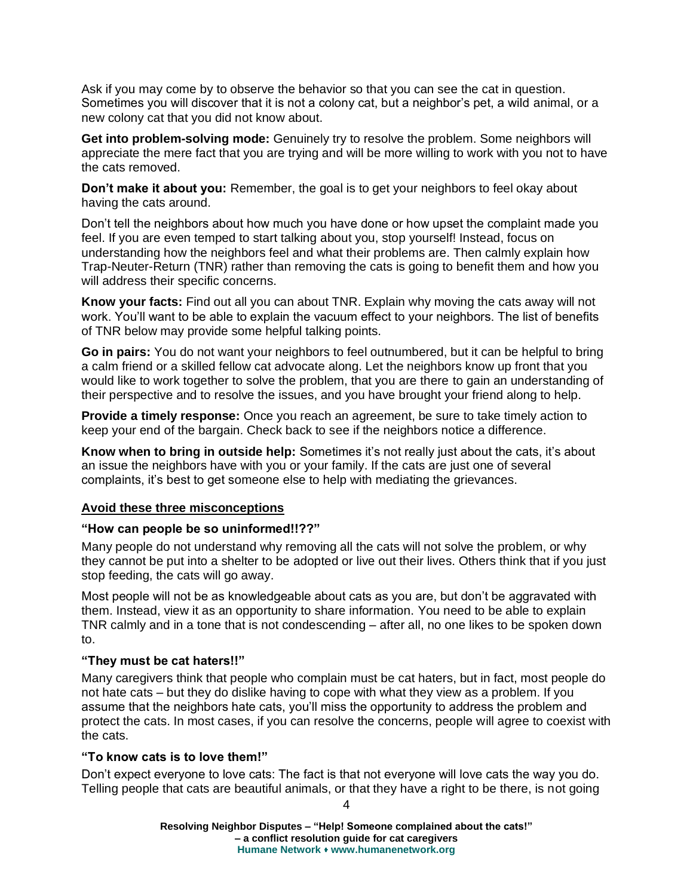Ask if you may come by to observe the behavior so that you can see the cat in question. Sometimes you will discover that it is not a colony cat, but a neighbor's pet, a wild animal, or a new colony cat that you did not know about.

**Get into problem-solving mode:** Genuinely try to resolve the problem. Some neighbors will appreciate the mere fact that you are trying and will be more willing to work with you not to have the cats removed.

**Don't make it about you:** Remember, the goal is to get your neighbors to feel okay about having the cats around.

Don't tell the neighbors about how much you have done or how upset the complaint made you feel. If you are even temped to start talking about you, stop yourself! Instead, focus on understanding how the neighbors feel and what their problems are. Then calmly explain how Trap-Neuter-Return (TNR) rather than removing the cats is going to benefit them and how you will address their specific concerns.

**Know your facts:** Find out all you can about TNR. Explain why moving the cats away will not work. You'll want to be able to explain the vacuum effect to your neighbors. The list of benefits of TNR below may provide some helpful talking points.

**Go in pairs:** You do not want your neighbors to feel outnumbered, but it can be helpful to bring a calm friend or a skilled fellow cat advocate along. Let the neighbors know up front that you would like to work together to solve the problem, that you are there to gain an understanding of their perspective and to resolve the issues, and you have brought your friend along to help.

**Provide a timely response:** Once you reach an agreement, be sure to take timely action to keep your end of the bargain. Check back to see if the neighbors notice a difference.

**Know when to bring in outside help:** Sometimes it's not really just about the cats, it's about an issue the neighbors have with you or your family. If the cats are just one of several complaints, it's best to get someone else to help with mediating the grievances.

## Avoid these three misconceptions

### "How can people be so uninformed!!??"

Many people do not understand why removing all the cats will not solve the problem, or why they cannot be put into a shelter to be adopted or live out their lives. Others think that if you just stop feeding, the cats will go away.

Most people will not be as knowledgeable about cats as you are, but don't be aggravated with them. Instead, view it as an opportunity to share information. You need to be able to explain TNR calmly and in a tone that is not condescending – after all, no one likes to be spoken down to.

### "They must be cat haters!!"

Many caregivers think that people who complain must be cat haters, but in fact, most people do not hate cats – but they do dislike having to cope with what they view as a problem. If you assume that the neighbors hate cats, you'll miss the opportunity to address the problem and protect the cats. In most cases, if you can resolve the concerns, people will agree to coexist with the cats.

### "To know cats is to love them!"

Don't expect everyone to love cats: The fact is that not everyone will love cats the way you do. Telling people that cats are beautiful animals, or that they have a right to be there, is not going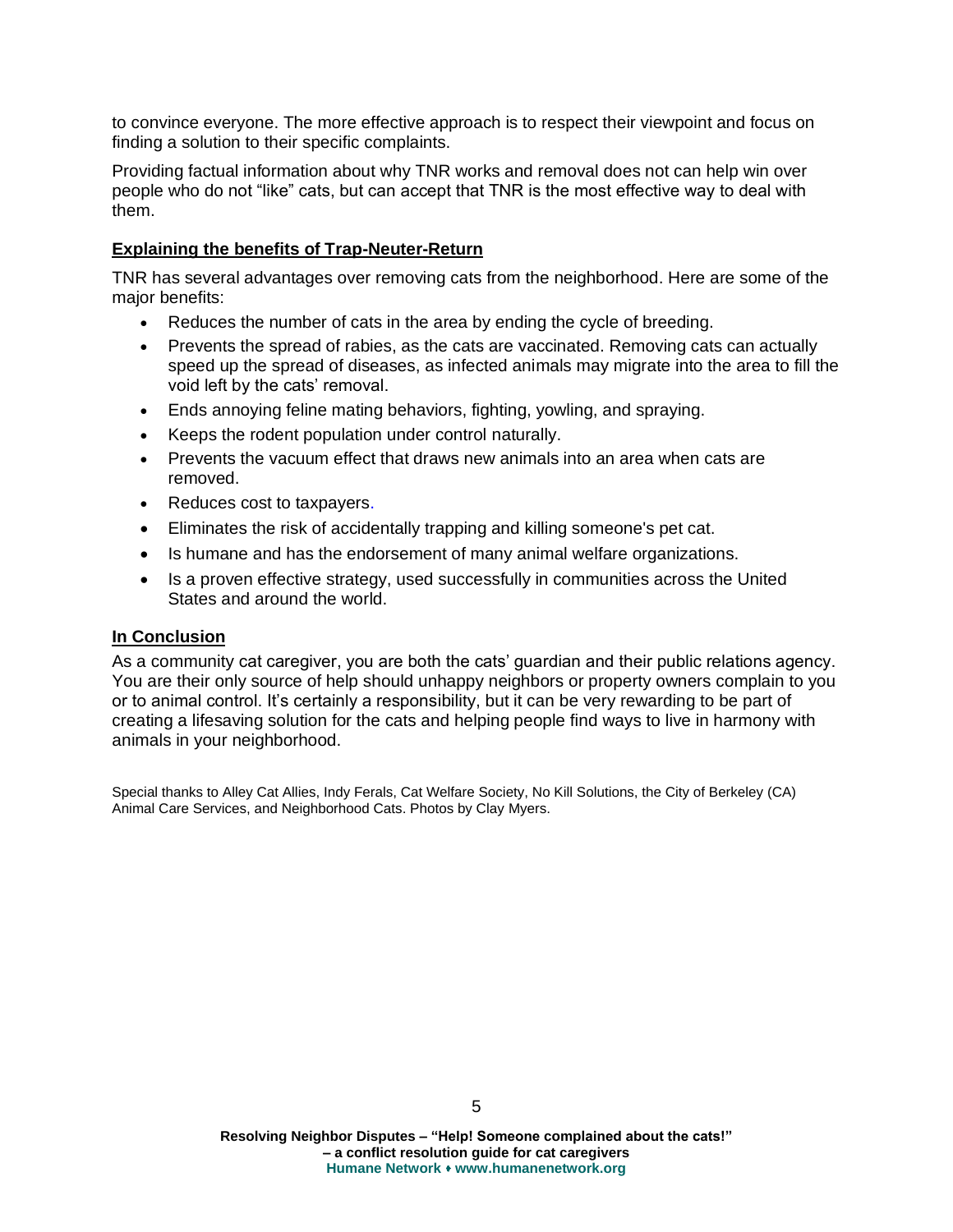to convince everyone. The more effective approach is to respect their viewpoint and focus on finding a solution to their specific complaints.

Providing factual information about why TNR works and removal does not can help win over people who do not "like" cats, but can accept that TNR is the most effective way to deal with them.

## Explaining the benefits of Trap-Neuter-Return

TNR has several advantages over removing cats from the neighborhood. Here are some of the major benefits:

- Reduces the number of cats in the area by ending the cycle of breeding.
- Prevents the spread of rabies, as the cats are vaccinated. Removing cats can actually speed up the spread of diseases, as infected animals may migrate into the area to fill the void left by the cats' removal.
- Ends annoying feline mating behaviors, fighting, yowling, and spraying.
- Keeps the rodent population under control naturally.
- Prevents the vacuum effect that draws new animals into an area when cats are removed.
- Reduces cost to taxpayers.
- Eliminates the risk of accidentally trapping and killing someone's pet cat.
- Is humane and has the endorsement of many animal welfare organizations.
- Is a proven effective strategy, used successfully in communities across the United States and around the world.

## In Conclusion

As a community cat caregiver, you are both the cats' guardian and their public relations agency. You are their only source of help should unhappy neighbors or property owners complain to you or to animal control. It's certainly a responsibility, but it can be very rewarding to be part of creating a lifesaving solution for the cats and helping people find ways to live in harmony with animals in your neighborhood.

Special thanks to Alley Cat Allies, Indy Ferals, Cat Welfare Society, No Kill Solutions, the City of Berkeley (CA) Animal Care Services, and Neighborhood Cats. Photos by Clay Myers.